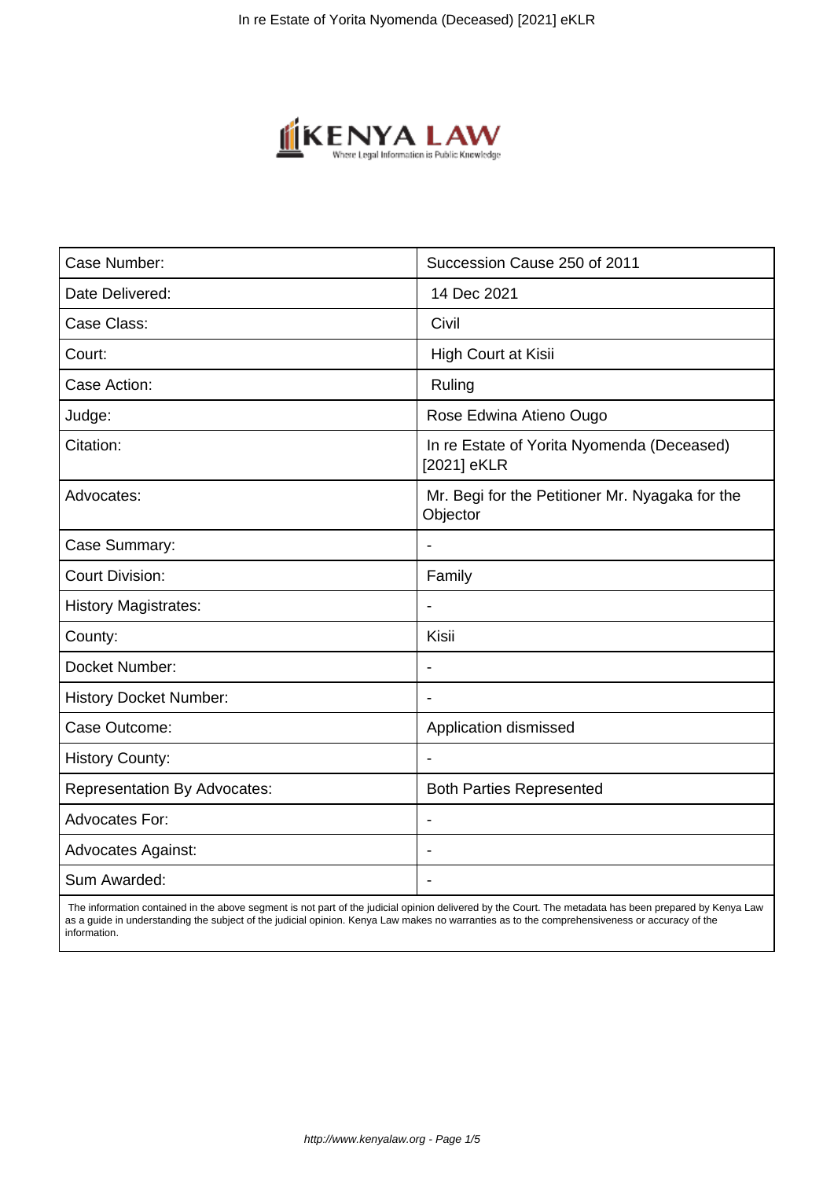| Case Number: | Succession Cause 250 of 2011 |
| --- | --- |
| Date Delivered: | 14 Dec 2021 |
| Case Class: | Civil |
| Court: | High Court at Kisii |
| Case Action: | Ruling |
| Judge: | Rose Edwina Atieno Ougo |
| Citation: | In re Estate of Yorita Nyomenda (Deceased) [2021] eKLR |
| Advocates: | Mr. Begi for the Petitioner Mr. Nyagaka for the Objector |
| Case Summary: | - |
| Court Division: | Family |
| History Magistrates: | - |
| County: | Kisii |
| Docket Number: | - |
| History Docket Number: | - |
| Case Outcome: | Application dismissed |
| History County: | - |
| Representation By Advocates: | Both Parties Represented |
| Advocates For: | - |
| Advocates Against: | - |
| Sum Awarded: | - |

The information contained in the above segment is not part of the judicial opinion delivered by the Court. The metadata has been prepared by Kenya Law as a guide in understanding the subject of the judicial opinion. Kenya Law makes no warranties as to the comprehensiveness or accuracy of the information.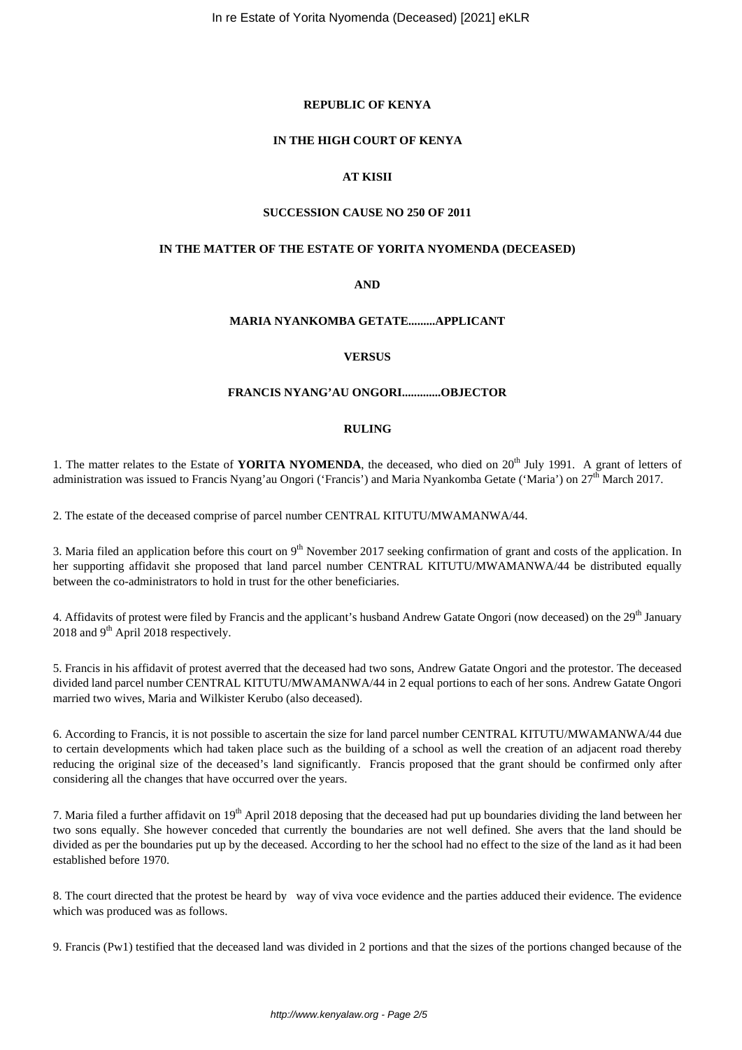**REPUBLIC OF KENYA**

**IN THE HIGH COURT OF KENYA**

**AT KISII**

**SUCCESSION CAUSE NO 250 OF 2011**

**IN THE MATTER OF THE ESTATE OF YORITA NYOMENDA (DECEASED)**

**AND**

**MARIA NYANKOMBA GETATE.........APPLICANT**

**VERSUS**

**FRANCIS NYANG'AU ONGORI............OBJECTOR**

**RULING**

1. The matter relates to the Estate of **YORITA NYOMENDA**, the deceased, who died on 20th July 1991. A grant of letters of administration was issued to Francis Nyang'au Ongori ('Francis') and Maria Nyankomba Getate ('Maria') on 27th March 2017.

2. The estate of the deceased comprise of parcel number CENTRAL KITUTU/MWAMANWA/44.

3. Maria filed an application before this court on 9th November 2017 seeking confirmation of grant and costs of the application. In her supporting affidavit she proposed that land parcel number CENTRAL KITUTU/MWAMANWA/44 be distributed equally between the co-administrators to hold in trust for the other beneficiaries.

4. Affidavits of protest were filed by Francis and the applicant's husband Andrew Gatate Ongori (now deceased) on the 29th January 2018 and 9th April 2018 respectively.

5. Francis in his affidavit of protest averred that the deceased had two sons, Andrew Gatate Ongori and the protestor. The deceased divided land parcel number CENTRAL KITUTU/MWAMANWA/44 in 2 equal portions to each of her sons. Andrew Gatate Ongori married two wives, Maria and Wilkister Kerubo (also deceased).

6. According to Francis, it is not possible to ascertain the size for land parcel number CENTRAL KITUTU/MWAMANWA/44 due to certain developments which had taken place such as the building of a school as well the creation of an adjacent road thereby reducing the original size of the deceased's land significantly. Francis proposed that the grant should be confirmed only after considering all the changes that have occurred over the years.

7. Maria filed a further affidavit on 19th April 2018 deposing that the deceased had put up boundaries dividing the land between her two sons equally. She however conceded that currently the boundaries are not well defined. She avers that the land should be divided as per the boundaries put up by the deceased. According to her the school had no effect to the size of the land as it had been established before 1970.

8. The court directed that the protest be heard by way of viva voce evidence and the parties adduced their evidence. The evidence which was produced was as follows.

9. Francis (Pw1) testified that the deceased land was divided in 2 portions and that the sizes of the portions changed because of the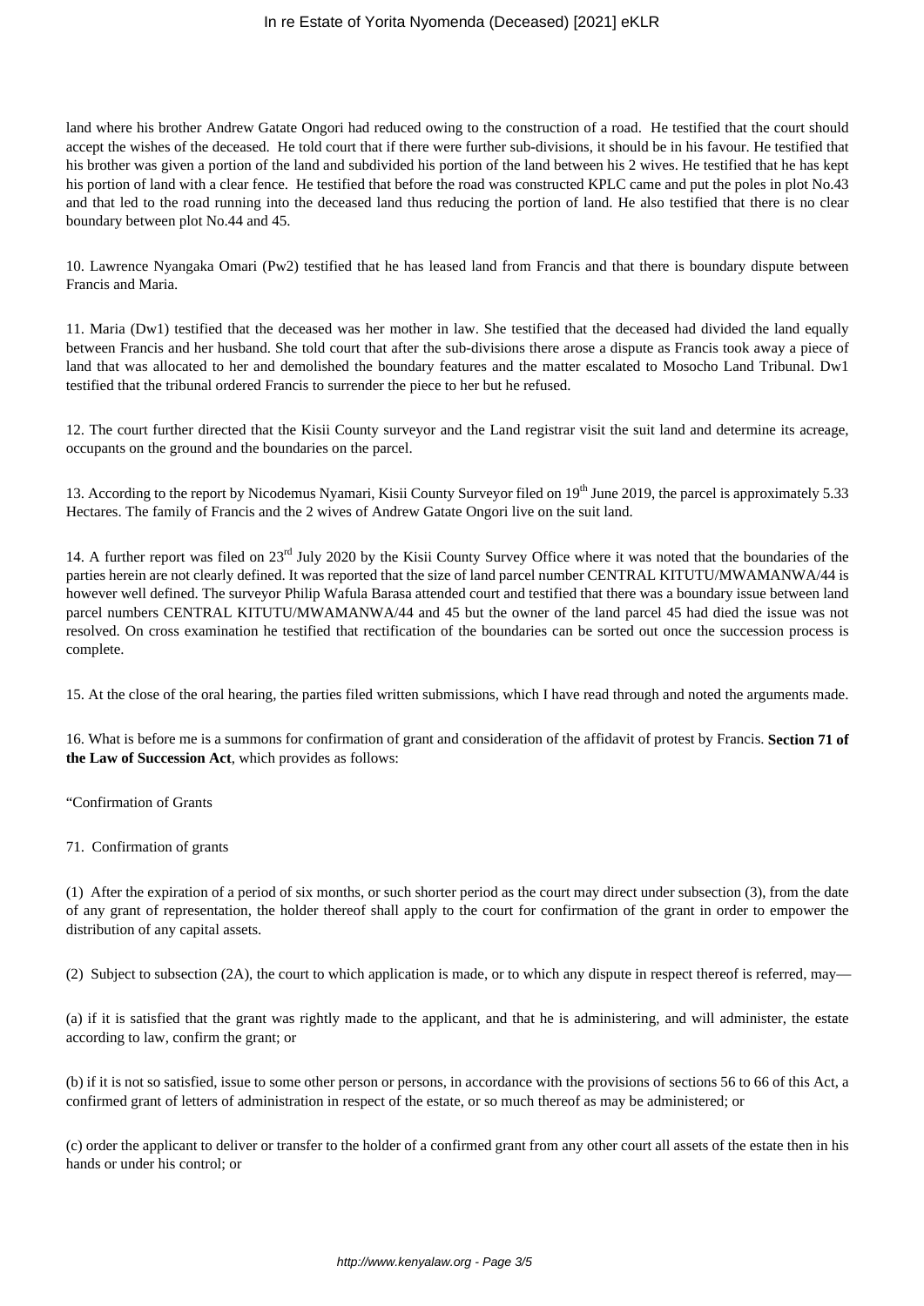land where his brother Andrew Gatate Ongori had reduced owing to the construction of a road. He testified that the court should accept the wishes of the deceased. He told court that if there were further sub-divisions, it should be in his favour. He testified that his brother was given a portion of the land and subdivided his portion of the land between his 2 wives. He testified that he has kept his portion of land with a clear fence. He testified that before the road was constructed KPLC came and put the poles in plot No.43 and that led to the road running into the deceased land thus reducing the portion of land. He also testified that there is no clear boundary between plot No.44 and 45.

10. Lawrence Nyangaka Omari (Pw2) testified that he has leased land from Francis and that there is boundary dispute between Francis and Maria.

11. Maria (Dw1) testified that the deceased was her mother in law. She testified that the deceased had divided the land equally between Francis and her husband. She told court that after the sub-divisions there arose a dispute as Francis took away a piece of land that was allocated to her and demolished the boundary features and the matter escalated to Mosocho Land Tribunal. Dw1 testified that the tribunal ordered Francis to surrender the piece to her but he refused.

12. The court further directed that the Kisii County surveyor and the Land registrar visit the suit land and determine its acreage, occupants on the ground and the boundaries on the parcel.

13. According to the report by Nicodemus Nyamari, Kisii County Surveyor filed on 19th June 2019, the parcel is approximately 5.33 Hectares. The family of Francis and the 2 wives of Andrew Gatate Ongori live on the suit land.

14. A further report was filed on 23rd July 2020 by the Kisii County Survey Office where it was noted that the boundaries of the parties herein are not clearly defined. It was reported that the size of land parcel number CENTRAL KITUTU/MWAMANWA/44 is however well defined. The surveyor Philip Wafula Barasa attended court and testified that there was a boundary issue between land parcel numbers CENTRAL KITUTU/MWAMANWA/44 and 45 but the owner of the land parcel 45 had died the issue was not resolved. On cross examination he testified that rectification of the boundaries can be sorted out once the succession process is complete.

15. At the close of the oral hearing, the parties filed written submissions, which I have read through and noted the arguments made.

16. What is before me is a summons for confirmation of grant and consideration of the affidavit of protest by Francis. **Section 71 of the Law of Succession Act**, which provides as follows:

"Confirmation of Grants

71. Confirmation of grants

(1) After the expiration of a period of six months, or such shorter period as the court may direct under subsection (3), from the date of any grant of representation, the holder thereof shall apply to the court for confirmation of the grant in order to empower the distribution of any capital assets.

(2) Subject to subsection (2A), the court to which application is made, or to which any dispute in respect thereof is referred, may—

(a) if it is satisfied that the grant was rightly made to the applicant, and that he is administering, and will administer, the estate according to law, confirm the grant; or

(b) if it is not so satisfied, issue to some other person or persons, in accordance with the provisions of sections 56 to 66 of this Act, a confirmed grant of letters of administration in respect of the estate, or so much thereof as may be administered; or

(c) order the applicant to deliver or transfer to the holder of a confirmed grant from any other court all assets of the estate then in his hands or under his control; or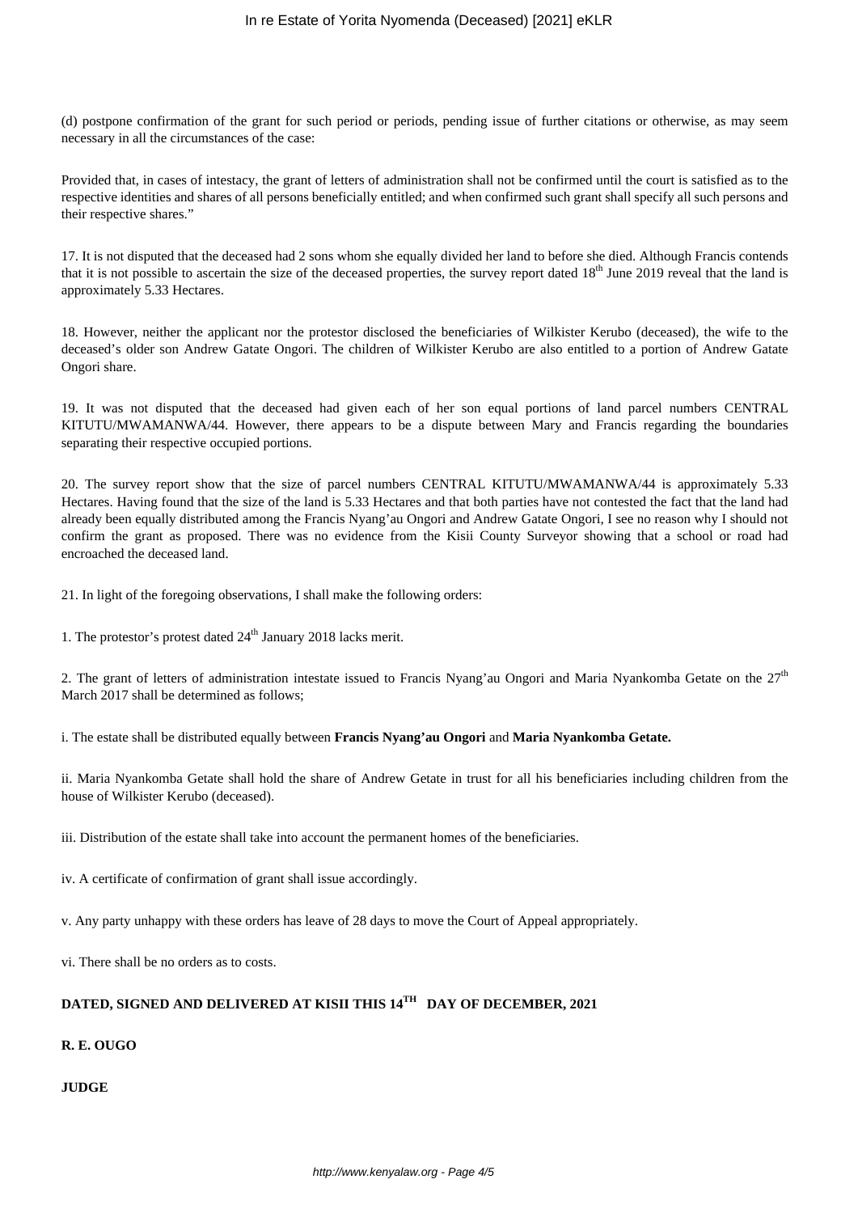(d) postpone confirmation of the grant for such period or periods, pending issue of further citations or otherwise, as may seem necessary in all the circumstances of the case:

Provided that, in cases of intestacy, the grant of letters of administration shall not be confirmed until the court is satisfied as to the respective identities and shares of all persons beneficially entitled; and when confirmed such grant shall specify all such persons and their respective shares."

17. It is not disputed that the deceased had 2 sons whom she equally divided her land to before she died. Although Francis contends that it is not possible to ascertain the size of the deceased properties, the survey report dated 18th June 2019 reveal that the land is approximately 5.33 Hectares.

18. However, neither the applicant nor the protestor disclosed the beneficiaries of Wilkister Kerubo (deceased), the wife to the deceased's older son Andrew Gatate Ongori. The children of Wilkister Kerubo are also entitled to a portion of Andrew Gatate Ongori share.

19. It was not disputed that the deceased had given each of her son equal portions of land parcel numbers CENTRAL KITUTU/MWAMANWA/44. However, there appears to be a dispute between Mary and Francis regarding the boundaries separating their respective occupied portions.

20. The survey report show that the size of parcel numbers CENTRAL KITUTU/MWAMANWA/44 is approximately 5.33 Hectares. Having found that the size of the land is 5.33 Hectares and that both parties have not contested the fact that the land had already been equally distributed among the Francis Nyang'au Ongori and Andrew Gatate Ongori, I see no reason why I should not confirm the grant as proposed. There was no evidence from the Kisii County Surveyor showing that a school or road had encroached the deceased land.

21. In light of the foregoing observations, I shall make the following orders:

1. The protestor's protest dated 24th January 2018 lacks merit.

2. The grant of letters of administration intestate issued to Francis Nyang'au Ongori and Maria Nyankomba Getate on the 27th March 2017 shall be determined as follows;

i. The estate shall be distributed equally between **Francis Nyang'au Ongori** and **Maria Nyankomba Getate.**

ii. Maria Nyankomba Getate shall hold the share of Andrew Getate in trust for all his beneficiaries including children from the house of Wilkister Kerubo (deceased).

iii. Distribution of the estate shall take into account the permanent homes of the beneficiaries.

iv. A certificate of confirmation of grant shall issue accordingly.

v. Any party unhappy with these orders has leave of 28 days to move the Court of Appeal appropriately.

vi. There shall be no orders as to costs.

**DATED, SIGNED AND DELIVERED AT KISII THIS 14TH DAY OF DECEMBER, 2021**

**R. E. OUGO**

**JUDGE**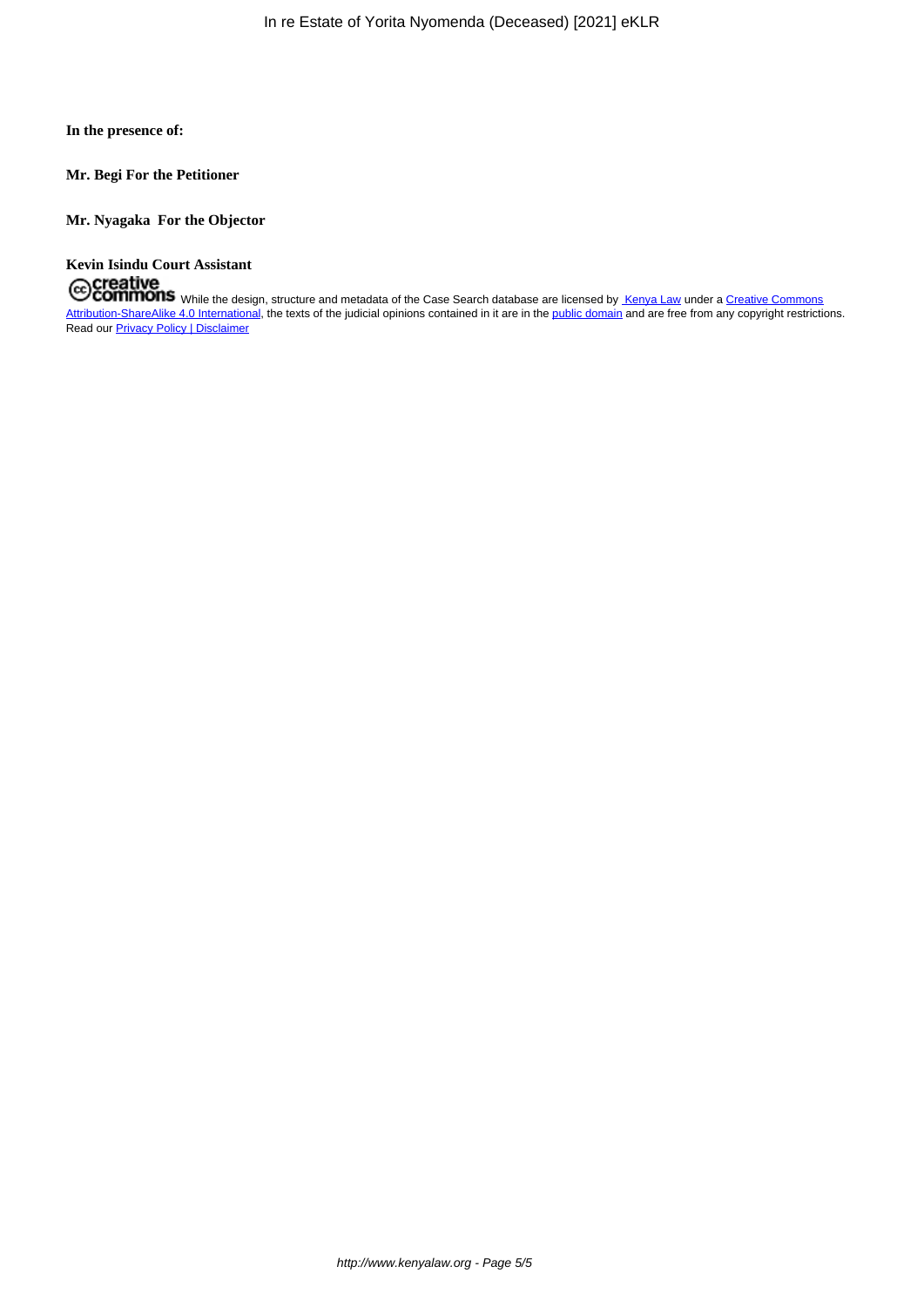**In the presence of:**

**Mr. Begi For the Petitioner**

**Mr. Nyagaka  For the Objector**

**Kevin Isindu Court Assistant**

While the design, structure and metadata of the Case Search database are licensed by Kenya Law under a Creative Commons Attribution-ShareAlike 4.0 International, the texts of the judicial opinions contained in it are in the public domain and are free from any copyright restrictions. Read our Privacy Policy | Disclaimer